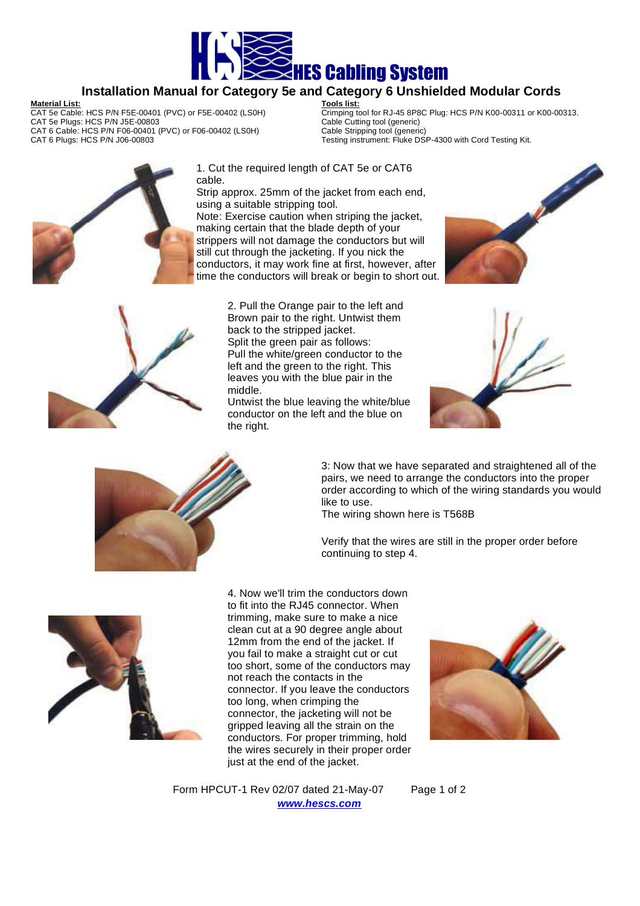# HES Cabling System

## Installation Manual for Category 5e and Category 6 Unshielded Modular Cords

**Material List:**

CAT 5e Cable: HCS P/N F5E-00401 (PVC) or F5E-00402 (LS0H)
CAT 5e Plugs: HCS P/N J5E-00803
CAT 6 Cable: HCS P/N F06-00401 (PVC) or F06-00402 (LS0H)
CAT 6 Plugs: HCS P/N J06-00803

**Tools list:**

Crimping tool for RJ-45 8P8C Plug: HCS P/N K00-00311 or K00-00313.
Cable Cutting tool (generic)
Cable Stripping tool (generic)
Testing instrument: Fluke DSP-4300 with Cord Testing Kit.

1. Cut the required length of CAT 5e or CAT6 cable.
Strip approx. 25mm of the jacket from each end, using a suitable stripping tool.
Note: Exercise caution when striping the jacket, making certain that the blade depth of your strippers will not damage the conductors but will still cut through the jacketing. If you nick the conductors, it may work fine at first, however, after time the conductors will break or begin to short out.

2. Pull the Orange pair to the left and Brown pair to the right. Untwist them back to the stripped jacket.
Split the green pair as follows:
Pull the white/green conductor to the left and the green to the right. This leaves you with the blue pair in the middle.
Untwist the blue leaving the white/blue conductor on the left and the blue on the right.

3: Now that we have separated and straightened all of the pairs, we need to arrange the conductors into the proper order according to which of the wiring standards you would like to use.
The wiring shown here is T568B

Verify that the wires are still in the proper order before continuing to step 4.

4. Now we'll trim the conductors down to fit into the RJ45 connector. When trimming, make sure to make a nice clean cut at a 90 degree angle about 12mm from the end of the jacket. If you fail to make a straight cut or cut too short, some of the conductors may not reach the contacts in the connector. If you leave the conductors too long, when crimping the connector, the jacketing will not be gripped leaving all the strain on the conductors. For proper trimming, hold the wires securely in their proper order just at the end of the jacket.

Form HPCUT-1 Rev 02/07 dated 21-May-07

***www.hescs.com***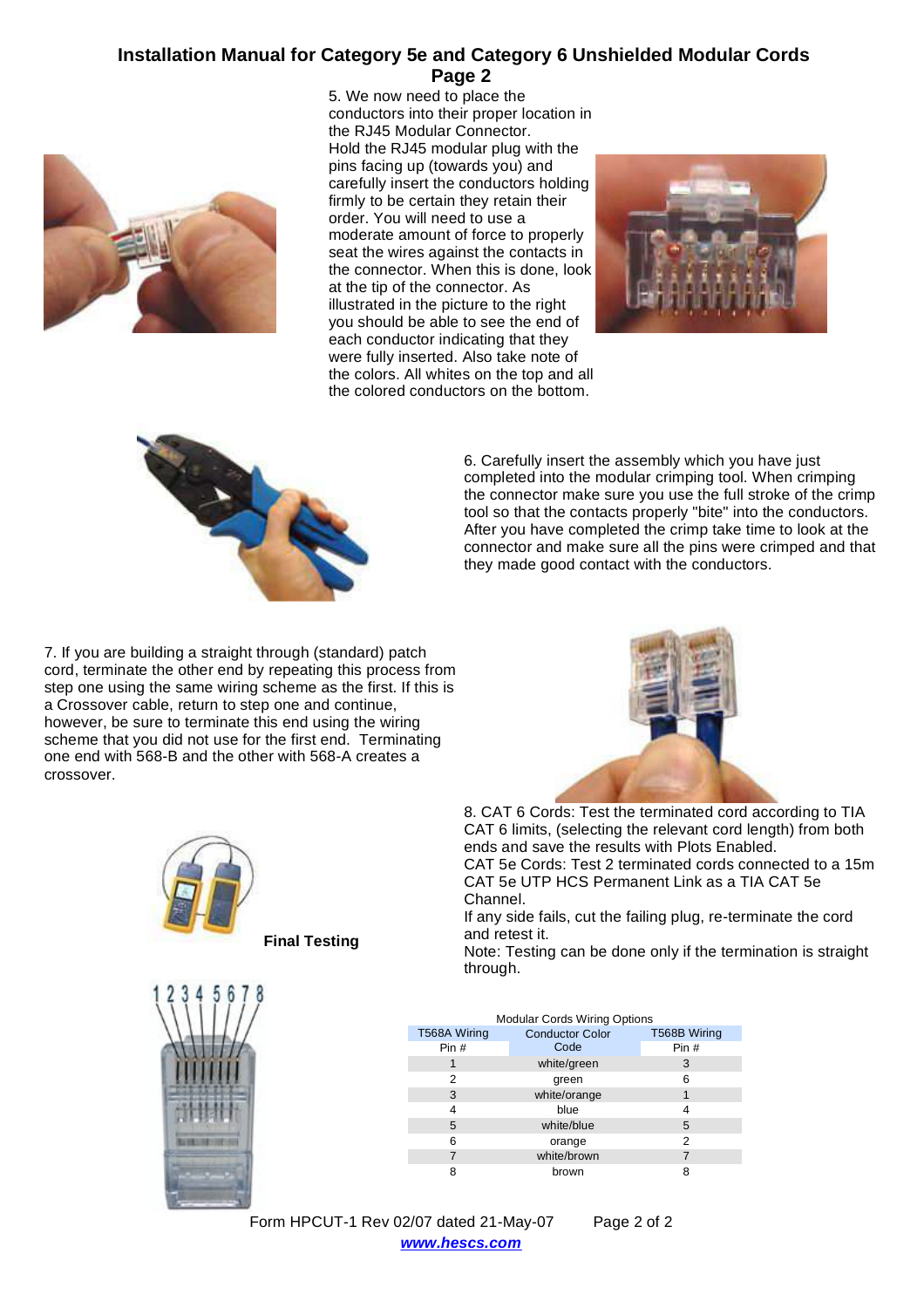# Installation Manual for Category 5e and Category 6 Unshielded Modular Cords

## Page 2

5. We now need to place the conductors into their proper location in the RJ45 Modular Connector. Hold the RJ45 modular plug with the pins facing up (towards you) and carefully insert the conductors holding firmly to be certain they retain their order. You will need to use a moderate amount of force to properly seat the wires against the contacts in the connector. When this is done, look at the tip of the connector. As illustrated in the picture to the right you should be able to see the end of each conductor indicating that they were fully inserted. Also take note of the colors. All whites on the top and all the colored conductors on the bottom.

6. Carefully insert the assembly which you have just completed into the modular crimping tool. When crimping the connector make sure you use the full stroke of the crimp tool so that the contacts properly "bite" into the conductors. After you have completed the crimp take time to look at the connector and make sure all the pins were crimped and that they made good contact with the conductors.

7. If you are building a straight through (standard) patch cord, terminate the other end by repeating this process from step one using the same wiring scheme as the first. If this is a Crossover cable, return to step one and continue, however, be sure to terminate this end using the wiring scheme that you did not use for the first end. Terminating one end with 568-B and the other with 568-A creates a crossover.

**Final Testing**

8. CAT 6 Cords: Test the terminated cord according to TIA CAT 6 limits, (selecting the relevant cord length) from both ends and save the results with Plots Enabled.
CAT 5e Cords: Test 2 terminated cords connected to a 15m CAT 5e UTP HCS Permanent Link as a TIA CAT 5e Channel.
If any side fails, cut the failing plug, re-terminate the cord and retest it.
Note: Testing can be done only if the termination is straight through.

1 2 3 4 5 6 7 8

Modular Cords Wiring Options

| T568A Wiring Pin # | Conductor Color Code | T568B Wiring Pin # |
|---|---|---|
| 1 | white/green | 3 |
| 2 | green | 6 |
| 3 | white/orange | 1 |
| 4 | blue | 4 |
| 5 | white/blue | 5 |
| 6 | orange | 2 |
| 7 | white/brown | 7 |
| 8 | brown | 8 |

Form HPCUT-1 Rev 02/07 dated 21-May-07

***www.hescs.com***